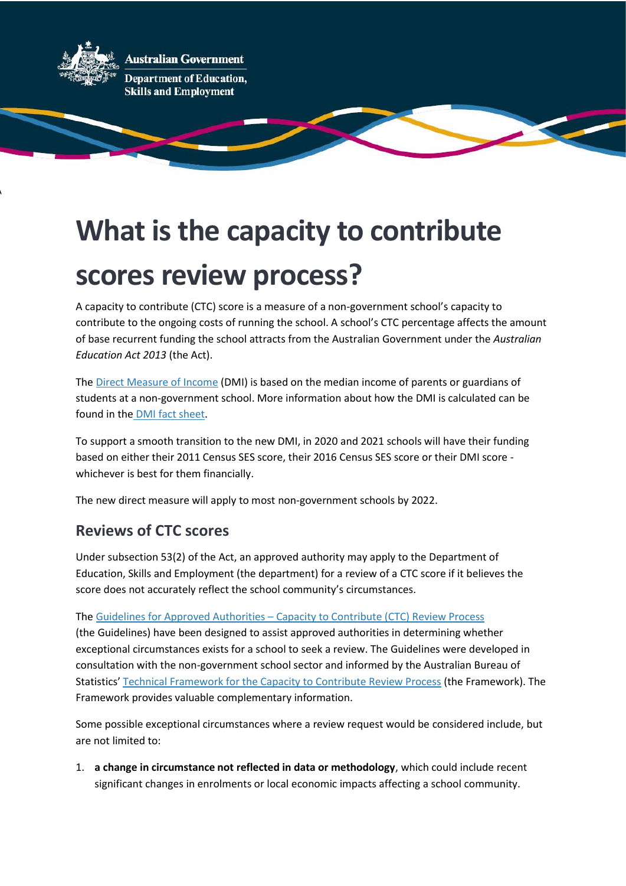Australian Government

Department of Education, Skills and Employment

# What is the capacity to contribute scores review process?

A capacity to contribute (CTC) score is a measure of a non-government school's capacity to contribute to the ongoing costs of running the school. A school's CTC percentage affects the amount of base recurrent funding the school attracts from the Australian Government under the *Australian Education Act 2013* (the Act).

The Direct Measure of Income (DMI) is based on the median income of parents or guardians of students at a non-government school. More information about how the DMI is calculated can be found in the DMI fact sheet.

To support a smooth transition to the new DMI, in 2020 and 2021 schools will have their funding based on either their 2011 Census SES score, their 2016 Census SES score or their DMI score - whichever is best for them financially.

The new direct measure will apply to most non-government schools by 2022.

## Reviews of CTC scores

Under subsection 53(2) of the Act, an approved authority may apply to the Department of Education, Skills and Employment (the department) for a review of a CTC score if it believes the score does not accurately reflect the school community's circumstances.

The Guidelines for Approved Authorities – Capacity to Contribute (CTC) Review Process (the Guidelines) have been designed to assist approved authorities in determining whether exceptional circumstances exists for a school to seek a review. The Guidelines were developed in consultation with the non-government school sector and informed by the Australian Bureau of Statistics' Technical Framework for the Capacity to Contribute Review Process (the Framework). The Framework provides valuable complementary information.

Some possible exceptional circumstances where a review request would be considered include, but are not limited to:

1. **a change in circumstance not reflected in data or methodology**, which could include recent significant changes in enrolments or local economic impacts affecting a school community.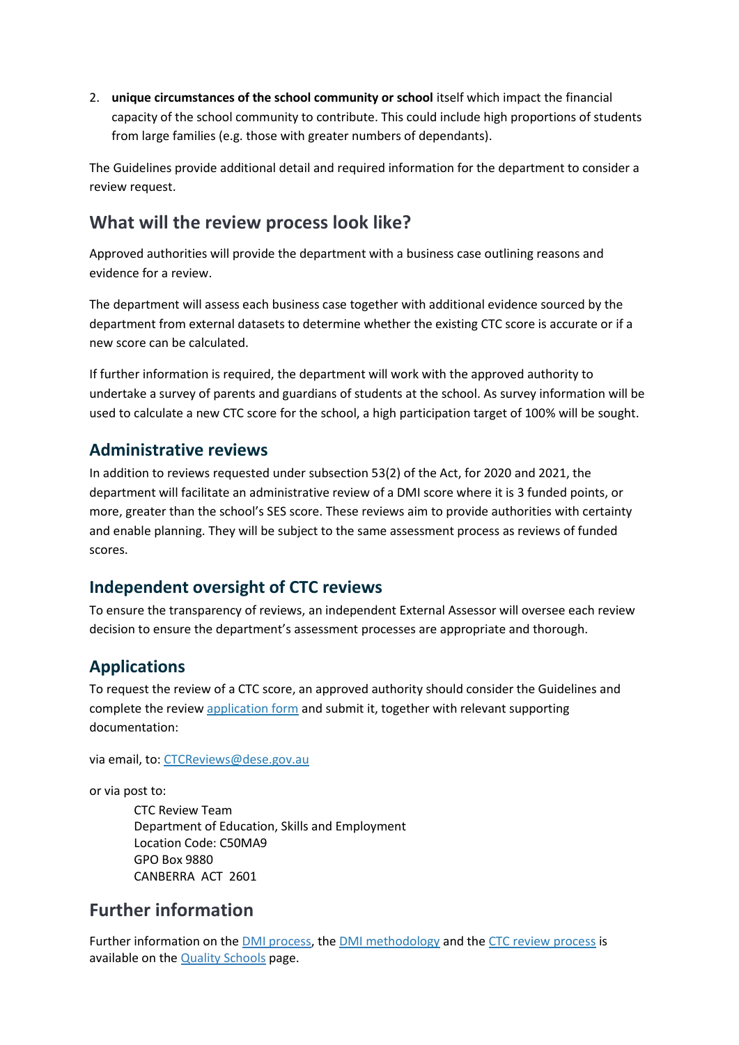2. **unique circumstances of the school community or school** itself which impact the financial capacity of the school community to contribute. This could include high proportions of students from large families (e.g. those with greater numbers of dependants).

The Guidelines provide additional detail and required information for the department to consider a review request.

## What will the review process look like?

Approved authorities will provide the department with a business case outlining reasons and evidence for a review.

The department will assess each business case together with additional evidence sourced by the department from external datasets to determine whether the existing CTC score is accurate or if a new score can be calculated.

If further information is required, the department will work with the approved authority to undertake a survey of parents and guardians of students at the school. As survey information will be used to calculate a new CTC score for the school, a high participation target of 100% will be sought.

### Administrative reviews

In addition to reviews requested under subsection 53(2) of the Act, for 2020 and 2021, the department will facilitate an administrative review of a DMI score where it is 3 funded points, or more, greater than the school's SES score. These reviews aim to provide authorities with certainty and enable planning. They will be subject to the same assessment process as reviews of funded scores.

### Independent oversight of CTC reviews

To ensure the transparency of reviews, an independent External Assessor will oversee each review decision to ensure the department's assessment processes are appropriate and thorough.

### Applications

To request the review of a CTC score, an approved authority should consider the Guidelines and complete the review application form and submit it, together with relevant supporting documentation:

via email, to: CTCReviews@dese.gov.au

or via post to:

CTC Review Team
Department of Education, Skills and Employment
Location Code: C50MA9
GPO Box 9880
CANBERRA ACT 2601

## Further information

Further information on the DMI process, the DMI methodology and the CTC review process is available on the Quality Schools page.